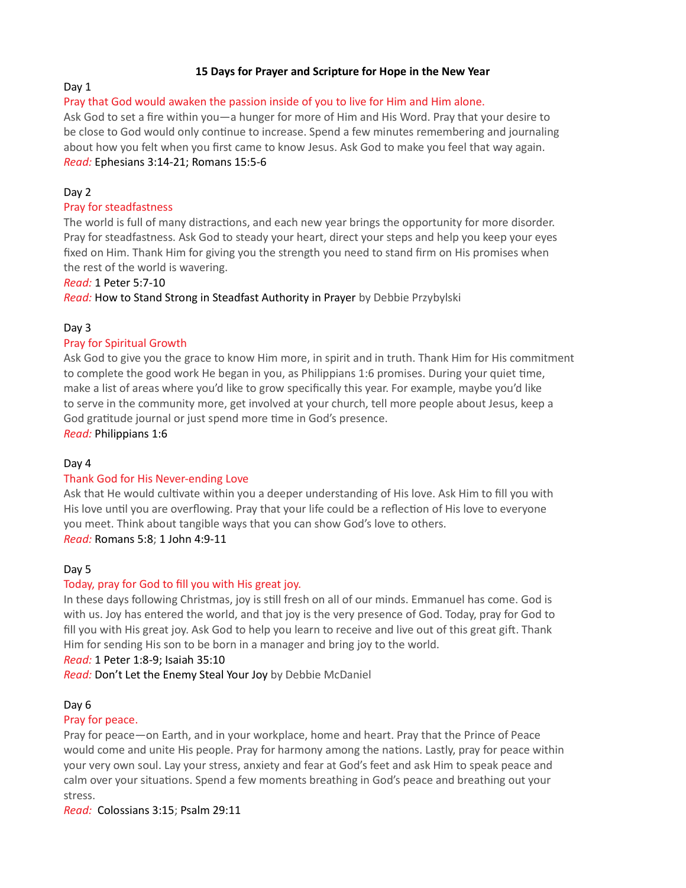# 15 Days for Prayer and Scripture for Hope in the New Year

## Day 1

**Pray that God would awaken the passion inside of you to live for Him and Him alone.**

Ask God to set a fire within you—a hunger for more of Him and His Word. Pray that your desire to be close to God would only continue to increase. Spend a few minutes remembering and journaling about how you felt when you first came to know Jesus. Ask God to make you feel that way again.

*Read:* Ephesians 3:14-21; Romans 15:5-6

## Day 2

**Pray for steadfastness**

The world is full of many distractions, and each new year brings the opportunity for more disorder. Pray for steadfastness. Ask God to steady your heart, direct your steps and help you keep your eyes fixed on Him. Thank Him for giving you the strength you need to stand firm on His promises when the rest of the world is wavering.

*Read:* 1 Peter 5:7-10

*Read:* How to Stand Strong in Steadfast Authority in Prayer by Debbie Przybylski

## Day 3

**Pray for Spiritual Growth**

Ask God to give you the grace to know Him more, in spirit and in truth. Thank Him for His commitment to complete the good work He began in you, as Philippians 1:6 promises. During your quiet time, make a list of areas where you'd like to grow specifically this year. For example, maybe you'd like to serve in the community more, get involved at your church, tell more people about Jesus, keep a God gratitude journal or just spend more time in God's presence.

*Read:* Philippians 1:6

## Day 4

**Thank God for His Never-ending Love**

Ask that He would cultivate within you a deeper understanding of His love. Ask Him to fill you with His love until you are overflowing. Pray that your life could be a reflection of His love to everyone you meet. Think about tangible ways that you can show God's love to others.

*Read:* Romans 5:8; 1 John 4:9-11

## Day 5

**Today, pray for God to fill you with His great joy.**

In these days following Christmas, joy is still fresh on all of our minds. Emmanuel has come. God is with us. Joy has entered the world, and that joy is the very presence of God. Today, pray for God to fill you with His great joy. Ask God to help you learn to receive and live out of this great gift. Thank Him for sending His son to be born in a manager and bring joy to the world.

*Read:* 1 Peter 1:8-9; Isaiah 35:10

*Read:* Don't Let the Enemy Steal Your Joy by Debbie McDaniel

## Day 6

**Pray for peace.**

Pray for peace—on Earth, and in your workplace, home and heart. Pray that the Prince of Peace would come and unite His people. Pray for harmony among the nations. Lastly, pray for peace within your very own soul. Lay your stress, anxiety and fear at God's feet and ask Him to speak peace and calm over your situations. Spend a few moments breathing in God's peace and breathing out your stress.

*Read:* Colossians 3:15; Psalm 29:11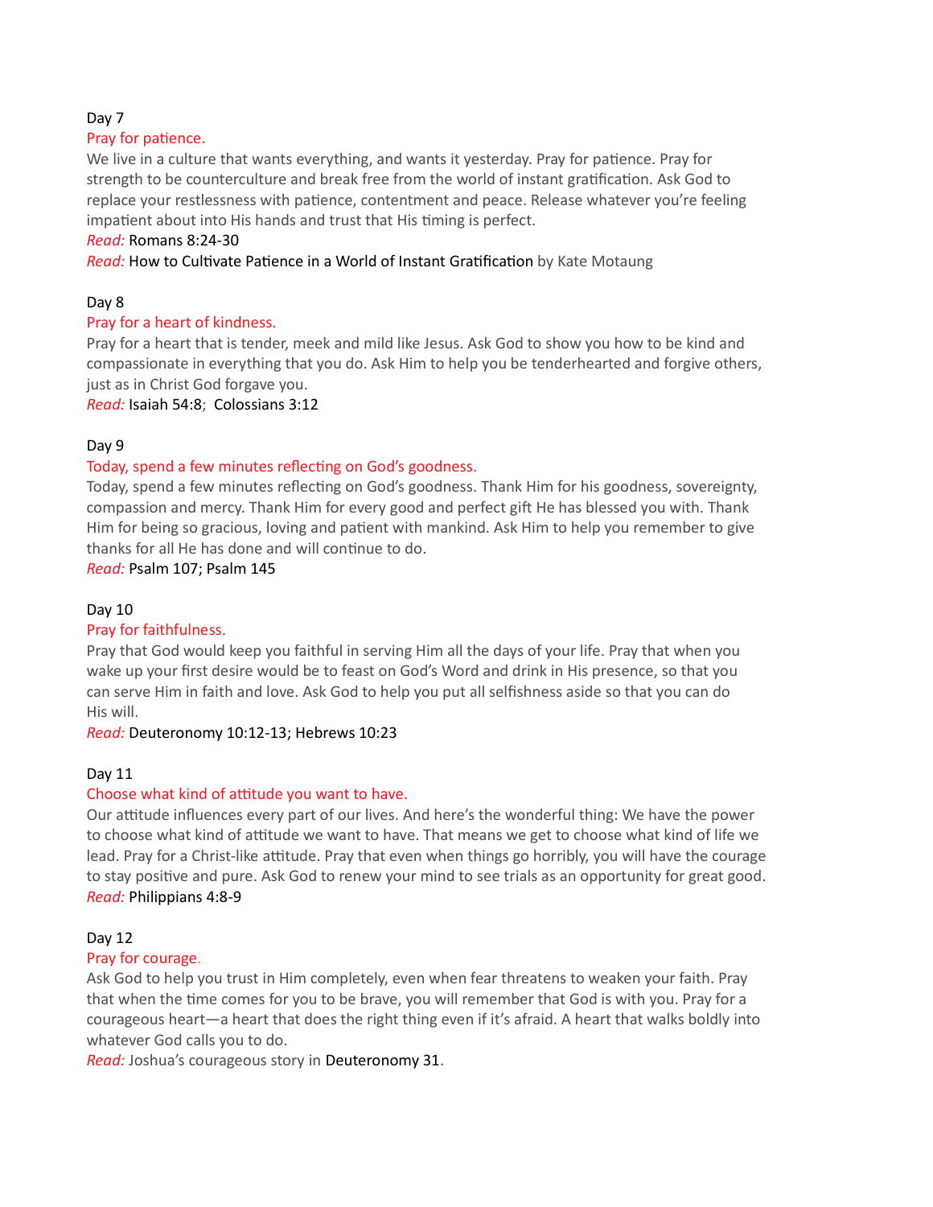Day 7

Pray for patience.

We live in a culture that wants everything, and wants it yesterday. Pray for patience. Pray for strength to be counterculture and break free from the world of instant gratification. Ask God to replace your restlessness with patience, contentment and peace. Release whatever you're feeling impatient about into His hands and trust that His timing is perfect.

*Read:* Romans 8:24-30

*Read:* How to Cultivate Patience in a World of Instant Gratification by Kate Motaung

Day 8

Pray for a heart of kindness.

Pray for a heart that is tender, meek and mild like Jesus. Ask God to show you how to be kind and compassionate in everything that you do. Ask Him to help you be tenderhearted and forgive others, just as in Christ God forgave you.

*Read:* Isaiah 54:8; Colossians 3:12

Day 9

Today, spend a few minutes reflecting on God's goodness.

Today, spend a few minutes reflecting on God's goodness. Thank Him for his goodness, sovereignty, compassion and mercy. Thank Him for every good and perfect gift He has blessed you with. Thank Him for being so gracious, loving and patient with mankind. Ask Him to help you remember to give thanks for all He has done and will continue to do.

*Read:* Psalm 107; Psalm 145

Day 10

Pray for faithfulness.

Pray that God would keep you faithful in serving Him all the days of your life. Pray that when you wake up your first desire would be to feast on God's Word and drink in His presence, so that you can serve Him in faith and love. Ask God to help you put all selfishness aside so that you can do His will.

*Read:* Deuteronomy 10:12-13; Hebrews 10:23

Day 11

Choose what kind of attitude you want to have.

Our attitude influences every part of our lives. And here's the wonderful thing: We have the power to choose what kind of attitude we want to have. That means we get to choose what kind of life we lead. Pray for a Christ-like attitude. Pray that even when things go horribly, you will have the courage to stay positive and pure. Ask God to renew your mind to see trials as an opportunity for great good.

*Read:* Philippians 4:8-9

Day 12

Pray for courage.

Ask God to help you trust in Him completely, even when fear threatens to weaken your faith. Pray that when the time comes for you to be brave, you will remember that God is with you. Pray for a courageous heart—a heart that does the right thing even if it's afraid. A heart that walks boldly into whatever God calls you to do.

*Read:* Joshua's courageous story in Deuteronomy 31.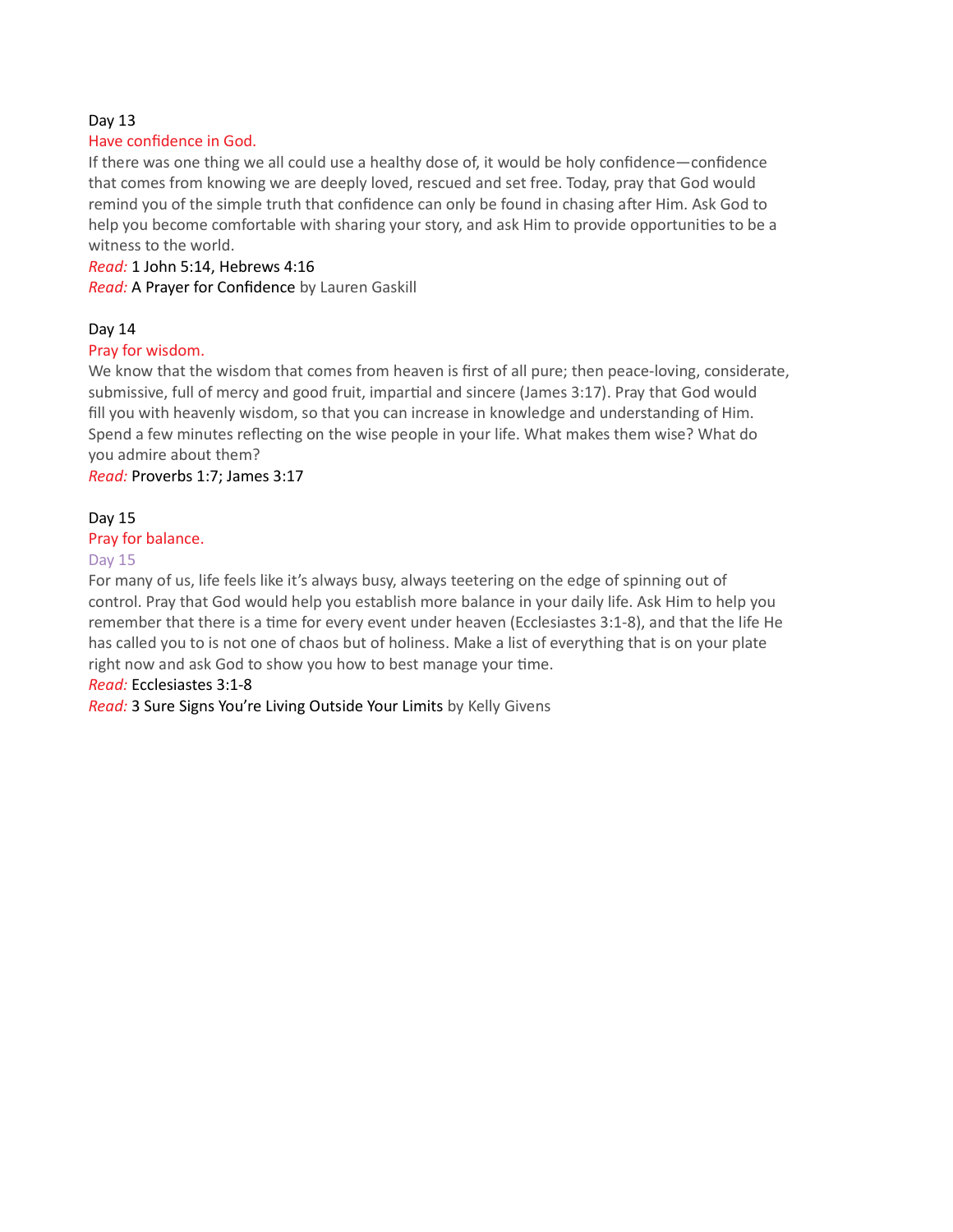Day 13

Have confidence in God.

If there was one thing we all could use a healthy dose of, it would be holy confidence—confidence that comes from knowing we are deeply loved, rescued and set free. Today, pray that God would remind you of the simple truth that confidence can only be found in chasing after Him. Ask God to help you become comfortable with sharing your story, and ask Him to provide opportunities to be a witness to the world.

*Read:* 1 John 5:14, Hebrews 4:16

*Read:* A Prayer for Confidence by Lauren Gaskill

Day 14

Pray for wisdom.

We know that the wisdom that comes from heaven is first of all pure; then peace-loving, considerate, submissive, full of mercy and good fruit, impartial and sincere (James 3:17). Pray that God would fill you with heavenly wisdom, so that you can increase in knowledge and understanding of Him. Spend a few minutes reflecting on the wise people in your life. What makes them wise? What do you admire about them?

*Read:* Proverbs 1:7; James 3:17

Day 15

Pray for balance.

Day 15

For many of us, life feels like it's always busy, always teetering on the edge of spinning out of control. Pray that God would help you establish more balance in your daily life. Ask Him to help you remember that there is a time for every event under heaven (Ecclesiastes 3:1-8), and that the life He has called you to is not one of chaos but of holiness. Make a list of everything that is on your plate right now and ask God to show you how to best manage your time.

*Read:* Ecclesiastes 3:1-8

*Read:* 3 Sure Signs You're Living Outside Your Limits by Kelly Givens